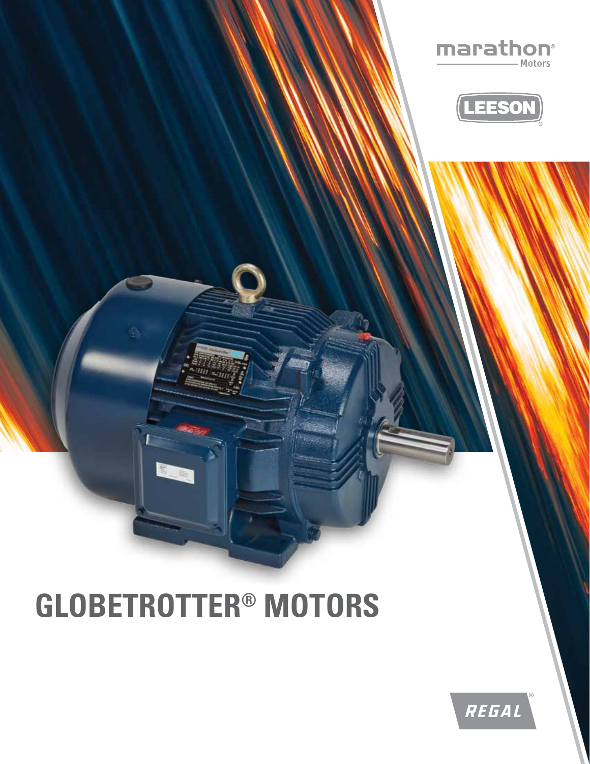marathon® Motors

LEESON®

# GLOBETROTTER® MOTORS

REGAL®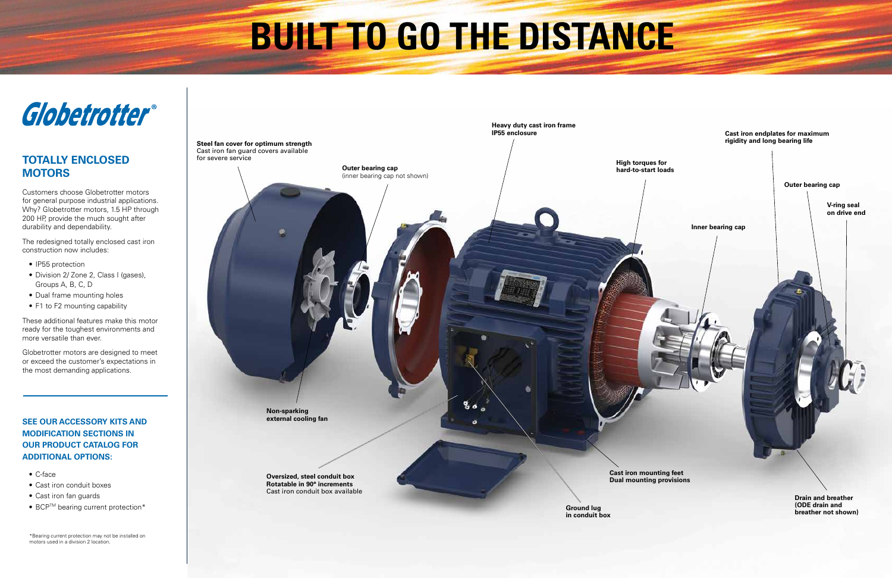# BUILT TO GO THE DISTANCE

*Globetrotter*®

## TOTALLY ENCLOSED MOTORS

Customers choose Globetrotter motors for general purpose industrial applications. Why? Globetrotter motors, 1.5 HP through 200 HP, provide the much sought after durability and dependability.

The redesigned totally enclosed cast iron construction now includes:

- IP55 protection
- Division 2/ Zone 2, Class I (gases), Groups A, B, C, D
- Dual frame mounting holes
- F1 to F2 mounting capability

These additional features make this motor ready for the toughest environments and more versatile than ever.

Globetrotter motors are designed to meet or exceed the customer's expectations in the most demanding applications.

### SEE OUR ACCESSORY KITS AND MODIFICATION SECTIONS IN OUR PRODUCT CATALOG FOR ADDITIONAL OPTIONS:

- C-face
- Cast iron conduit boxes
- Cast iron fan guards
- BCP™ bearing current protection*

*Bearing current protection may not be installed on motors used in a division 2 location.

**Steel fan cover for optimum strength**
Cast iron fan guard covers available for severe service

**Outer bearing cap**
(inner bearing cap not shown)

**Heavy duty cast iron frame**
**IP55 enclosure**

**High torques for hard-to-start loads**

**Cast iron endplates for maximum rigidity and long bearing life**

**Outer bearing cap**

**V-ring seal on drive end**

**Inner bearing cap**

**Non-sparking external cooling fan**

**Oversized, steel conduit box**
**Rotatable in 90° increments**
Cast iron conduit box available

**Cast iron mounting feet**
**Dual mounting provisions**

**Ground lug in conduit box**

**Drain and breather (ODE drain and breather not shown)**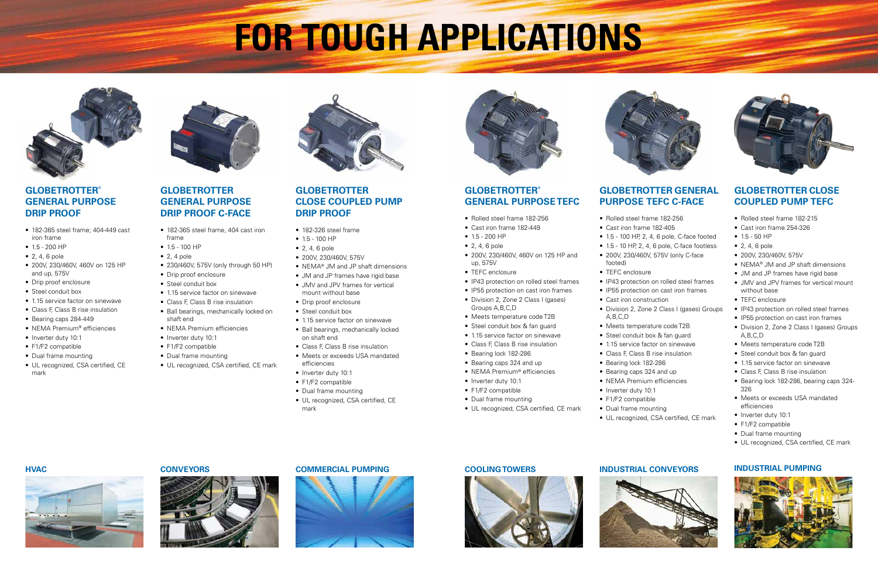# FOR TOUGH APPLICATIONS

### GLOBETROTTER® GENERAL PURPOSE DRIP PROOF

- 182-365 steel frame; 404-449 cast iron frame
- 1.5 - 200 HP
- 2, 4, 6 pole
- 200V, 230/460V, 460V on 125 HP and up, 575V
- Drip proof enclosure
- Steel conduit box
- 1.15 service factor on sinewave
- Class F, Class B rise insulation
- Bearing caps 284-449
- NEMA Premium® efficiencies
- Inverter duty 10:1
- F1/F2 compatible
- Dual frame mounting
- UL recognized, CSA certified, CE mark

### GLOBETROTTER GENERAL PURPOSE DRIP PROOF C-FACE

- 182-365 steel frame, 404 cast iron frame
- 1.5 - 100 HP
- 2, 4 pole
- 230/460V, 575V (only through 50 HP)
- Drip proof enclosure
- Steel conduit box
- 1.15 service factor on sinewave
- Class F, Class B rise insulation
- Ball bearings, mechanically locked on shaft end
- NEMA Premium efficiencies
- Inverter duty 10:1
- F1/F2 compatible
- Dual frame mounting
- UL recognized, CSA certified, CE mark

### GLOBETROTTER CLOSE COUPLED PUMP DRIP PROOF

- 182-326 steel frame
- 1.5 - 100 HP
- 2, 4, 6 pole
- 200V, 230/460V, 575V
- NEMA® JM and JP shaft dimensions
- JM and JP frames have rigid base
- JMV and JPV frames for vertical mount without base
- Drip proof enclosure
- Steel conduit box
- 1.15 service factor on sinewave
- Ball bearings, mechanically locked on shaft end
- Class F, Class B rise insulation
- Meets or exceeds USA mandated efficiencies
- Inverter duty 10:1
- F1/F2 compatible
- Dual frame mounting
- UL recognized, CSA certified, CE mark

### GLOBETROTTER® GENERAL PURPOSE TEFC

- Rolled steel frame 182-256
- Cast iron frame 182-449
- 1.5 - 200 HP
- 2, 4, 6 pole
- 200V, 230/460V, 460V on 125 HP and up, 575V
- TEFC enclosure
- IP43 protection on rolled steel frames
- IP55 protection on cast iron frames
- Division 2, Zone 2 Class I (gases) Groups A,B,C,D
- Meets temperature code T2B
- Steel conduit box & fan guard
- 1.15 service factor on sinewave
- Class F, Class B rise insulation
- Bearing lock 182-286
- Bearing caps 324 and up
- NEMA Premium® efficiencies
- Inverter duty 10:1
- F1/F2 compatible
- Dual frame mounting
- UL recognized, CSA certified, CE mark

### GLOBETROTTER GENERAL PURPOSE TEFC C-FACE

- Rolled steel frame 182-256
- Cast iron frame 182-405
- 1.5 - 100 HP, 2, 4, 6 pole, C-face footed
- 1.5 - 10 HP, 2, 4, 6 pole, C-face footless
- 200V, 230/460V, 575V (only C-face footed)
- TEFC enclosure
- IP43 protection on rolled steel frames
- IP55 protection on cast iron frames
- Cast iron construction
- Division 2, Zone 2 Class I (gases) Groups A,B,C,D
- Meets temperature code T2B
- Steel conduit box & fan guard
- 1.15 service factor on sinewave
- Class F, Class B rise insulation
- Bearing lock 182-286
- Bearing caps 324 and up
- NEMA Premium efficiencies
- Inverter duty 10:1
- F1/F2 compatible
- Dual frame mounting
- UL recognized, CSA certified, CE mark

### GLOBETROTTER CLOSE COUPLED PUMP TEFC

- Rolled steel frame 182-215
- Cast iron frame 254-326
- 1.5 - 50 HP
- 2, 4, 6 pole
- 200V, 230/460V, 575V
- NEMA® JM and JP shaft dimensions
- JM and JP frames have rigid base
- JMV and JPV frames for vertical mount without base
- TEFC enclosure
- IP43 protection on rolled steel frames
- IP55 protection on cast iron frames
- Division 2, Zone 2 Class I (gases) Groups A,B,C,D
- Meets temperature code T2B
- Steel conduit box & fan guard
- 1.15 service factor on sinewave
- Class F, Class B rise insulation
- Bearing lock 182-286, bearing caps 324-326
- Meets or exceeds USA mandated efficiencies
- Inverter duty 10:1
- F1/F2 compatible
- Dual frame mounting
- UL recognized, CSA certified, CE mark

**HVAC**

**CONVEYORS**

**COMMERCIAL PUMPING**

**COOLING TOWERS**

**INDUSTRIAL CONVEYORS**

**INDUSTRIAL PUMPING**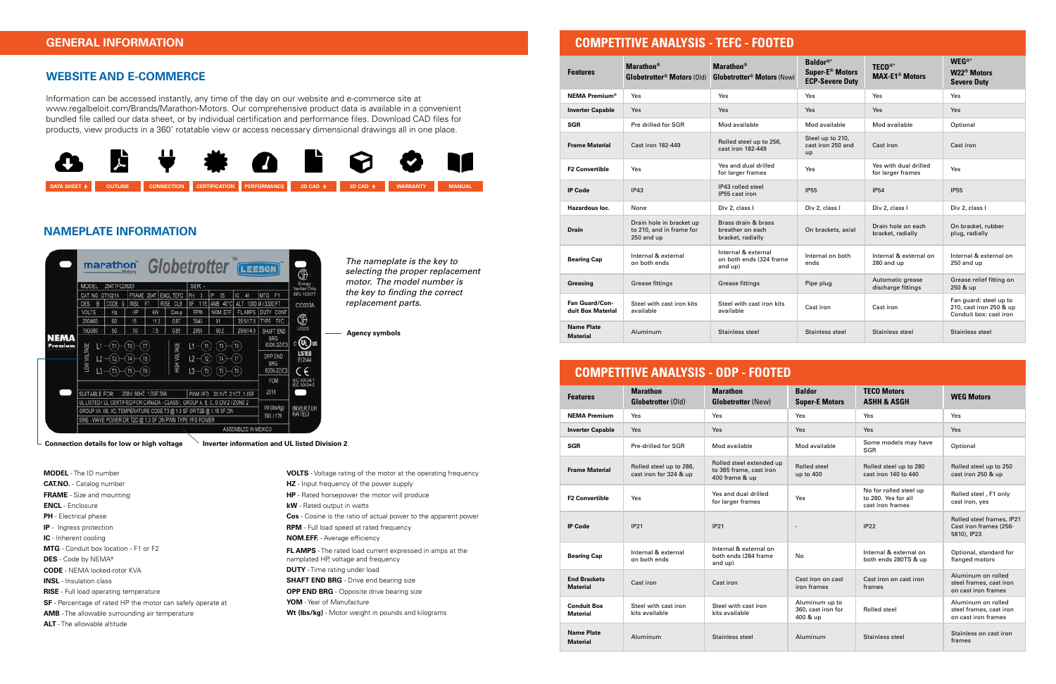## GENERAL INFORMATION

### WEBSITE AND E-COMMERCE

Information can be accessed instantly, any time of the day on our website and e-commerce site at www.regalbeloit.com/Brands/Marathon-Motors. Our comprehensive product data is available in a convenient bundled file called our data sheet, or by individual certification and performance files. Download CAD files for products, view products in a 360˚ rotatable view or access necessary dimensional drawings all in one place.

DATA SHEET | OUTLINE | CONNECTION | CERTIFICATION | PERFORMANCE | 2D CAD | 3D CAD | WARRANTY | MANUAL

### NAMEPLATE INFORMATION

*The nameplate is the key to selecting the proper replacement motor. The model number is the key to finding the correct replacement parts.*

Agency symbols

Connection details for low or high voltage

Inverter information and UL listed Division 2

**MODEL** - The ID number
**CAT.NO.** - Catalog number
**FRAME** - Size and mounting
**ENCL** - Enclosure
**PH** - Electrical phase
**IP** - Ingress protection
**IC** - Inherent cooling
**MTG** - Conduit box location - F1 or F2
**DES** - Code by NEMA®
**CODE** - NEMA locked-rotor KVA
**INSL** - Insulation class
**RISE** - Full load operating temperature
**SF** - Percentage of rated HP the motor can safely operate at
**AMB** - The allowable surrounding air temperature
**ALT** - The allowable altitude
**VOLTS** - Voltage rating of the motor at the operating frequency
**HZ** - Input frequency of the power supply
**HP** - Rated horsepower the motor will produce
**kW** - Rated output in watts
**Cos** - Cosine is the ratio of actual power to the apparent power
**RPM** - Full load speed at rated frequency
**NOM.EFF.** - Average efficiency
**FL AMPS** - The rated load current expressed in amps at the namplated HP, voltage and frequency
**DUTY** - Time rating under load
**SHAFT END BRG** - Drive end bearing size
**OPP END BRG** - Opposite drive bearing size
**YOM** - Year of Manufacture
**Wt (lbs/kg)** - Motor weight in pounds and kilograms

## COMPETITIVE ANALYSIS - TEFC - FOOTED

| Features | Marathon® Globetrotter® Motors (Old) | Marathon® Globetrotter® Motors (New) | Baldor®* Super-E® Motors ECP-Severe Duty | TECO®* MAX-E1® Motors | WEG®* W22® Motors Severe Duty |
|---|---|---|---|---|---|
| NEMA Premium® | Yes | Yes | Yes | Yes | Yes |
| Inverter Capable | Yes | Yes | Yes | Yes | Yes |
| SGR | Pre drilled for SGR | Mod available | Mod available | Mod available | Optional |
| Frame Material | Cast iron 182-449 | Rolled steel up to 256, cast iron 182-449 | Steel up to 210, cast iron 250 and up | Cast iron | Cast iron |
| F2 Convertible | Yes | Yes and dual drilled for larger frames | Yes | Yes with dual drilled for larger frames | Yes |
| IP Code | IP43 | IP43 rolled steel IP55 cast iron | IP55 | IP54 | IP55 |
| Hazardous loc. | None | Div 2, class I | Div 2, class I | Div 2, class I | Div 2, class I |
| Drain | Drain hole in bracket up to 210, and in frame for 250 and up | Brass drain & brass breather on each bracket, radially | On brackets, axial | Drain hole on each bracket, radially | On bracket, rubber plug, radially |
| Bearing Cap | Internal & external on both ends | Internal & external on both ends (324 frame and up) | Internal on both ends | Internal & external on 280 and up | Internal & external on 250 and up |
| Greasing | Grease fittings | Grease fittings | Pipe plug | Automatic grease discharge fittings | Grease relief fitting on 250 & up |
| Fan Guard/Conduit Box Material | Steel with cast iron kits available | Steel with cast iron kits available | Cast iron | Cast iron | Fan guard: steel up to 210, cast iron 250 & up Conduit box: cast iron |
| Name Plate Material | Aluminum | Stainless steel | Stainless steel | Stainless steel | Stainless steel |

## COMPETITIVE ANALYSIS - ODP - FOOTED

| Features | Marathon Globetrotter (Old) | Marathon Globetrotter (New) | Baldor Super-E Motors | TECO Motors ASHH & ASGH | WEG Motors |
|---|---|---|---|---|---|
| NEMA Premium | Yes | Yes | Yes | Yes | Yes |
| Inverter Capable | Yes | Yes | Yes | Yes | Yes |
| SGR | Pre-drilled for SGR | Mod available | Mod available | Some models may have SGR | Optional |
| Frame Material | Rolled steel up to 286, cast iron for 324 & up | Rolled steel extended up to 365 frame, cast iron 400 frame & up | Rolled steel up to 400 | Rolled steel up to 280 cast iron 140 to 440 | Rolled steel up to 250 cast iron 250 & up |
| F2 Convertible | Yes | Yes and dual drilled for larger frames | Yes | No for rolled steel up to 280. Yes for all cast iron frames | Rolled steel , F1 only cast iron, yes |
| IP Code | IP21 | IP21 | - | IP22 | Rolled steel frames, IP21 Cast iron frames (256-5810), IP23 |
| Bearing Cap | Internal & external on both ends | Internal & external on both ends (284 frame and up) | No | Internal & external on both ends 280TS & up | Optional, standard for flanged motors |
| End Brackets Material | Cast iron | Cast iron | Cast iron on cast iron frames | Cast iron on cast iron frames | Aluminum on rolled steel frames, cast iron on cast iron frames |
| Conduit Box Material | Steel with cast iron kits available | Steel with cast iron kits available | Aluminum up to 360, cast iron for 400 & up | Rolled steel | Aluminum on rolled steel frames, cast iron on cast iron frames |
| Name Plate Material | Aluminum | Stainless steel | Aluminum | Stainless steel | Stainless on cast iron frames |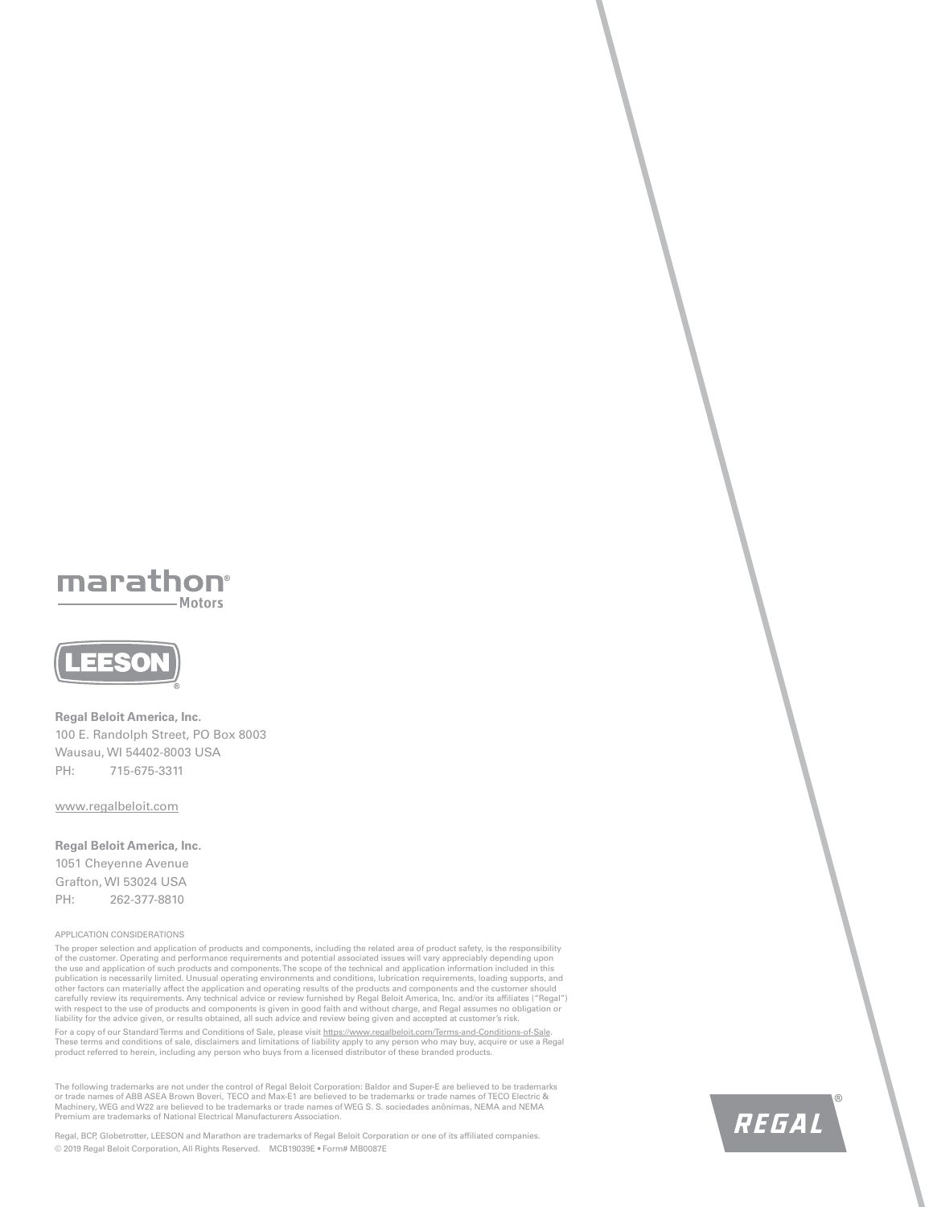marathon® Motors

LEESON®

**Regal Beloit America, Inc.**
100 E. Randolph Street, PO Box 8003
Wausau, WI 54402-8003 USA
PH: 715-675-3311

www.regalbeloit.com

**Regal Beloit America, Inc.**
1051 Cheyenne Avenue
Grafton, WI 53024 USA
PH: 262-377-8810

APPLICATION CONSIDERATIONS

The proper selection and application of products and components, including the related area of product safety, is the responsibility of the customer. Operating and performance requirements and potential associated issues will vary appreciably depending upon the use and application of such products and components. The scope of the technical and application information included in this publication is necessarily limited. Unusual operating environments and conditions, lubrication requirements, loading supports, and other factors can materially affect the application and operating results of the products and components and the customer should carefully review its requirements. Any technical advice or review furnished by Regal Beloit America, Inc. and/or its affiliates ("Regal") with respect to the use of products and components is given in good faith and without charge, and Regal assumes no obligation or liability for the advice given, or results obtained, all such advice and review being given and accepted at customer's risk.

For a copy of our Standard Terms and Conditions of Sale, please visit https://www.regalbeloit.com/Terms-and-Conditions-of-Sale. These terms and conditions of sale, disclaimers and limitations of liability apply to any person who may buy, acquire or use a Regal product referred to herein, including any person who buys from a licensed distributor of these branded products.

The following trademarks are not under the control of Regal Beloit Corporation: Baldor and Super-E are believed to be trademarks or trade names of ABB ASEA Brown Boveri, TECO and Max-E1 are believed to be trademarks or trade names of TECO Electric & Machinery, WEG and W22 are believed to be trademarks or trade names of WEG S. S. sociedades anônimas, NEMA and NEMA Premium are trademarks of National Electrical Manufacturers Association.

Regal, BCP, Globetrotter, LEESON and Marathon are trademarks of Regal Beloit Corporation or one of its affiliated companies.
© 2019 Regal Beloit Corporation, All Rights Reserved. MCB19039E • Form# MB0087E

REGAL®